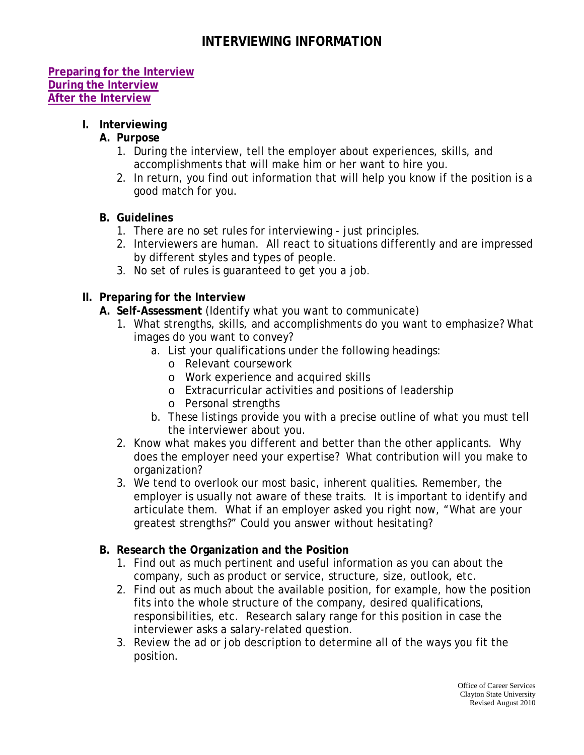# INTERVIEWING INFORMATION

**Preparing for the Interview**
**During the Interview**
**After the Interview**

## I. Interviewing

### A. Purpose

1. During the interview, tell the employer about experiences, skills, and accomplishments that will make him or her want to hire you.
2. In return, you find out information that will help you know if the position is a good match for you.

### B. Guidelines

1. There are no set rules for interviewing - just principles.
2. Interviewers are human. All react to situations differently and are impressed by different styles and types of people.
3. No set of rules is guaranteed to get you a job.

## II. Preparing for the Interview

### A. Self-Assessment (Identify what you want to communicate)

1. What strengths, skills, and accomplishments do you want to emphasize? What images do you want to convey?
   a. List your qualifications under the following headings:
      - Relevant coursework
      - Work experience and acquired skills
      - Extracurricular activities and positions of leadership
      - Personal strengths

   b. These listings provide you with a precise outline of what you must tell the interviewer about you.
2. Know what makes you different and better than the other applicants. Why does the employer need your expertise? What contribution will you make to organization?
3. We tend to overlook our most basic, inherent qualities. Remember, the employer is usually not aware of these traits. It is important to identify and articulate them. What if an employer asked you right now, "What are your greatest strengths?" Could you answer without hesitating?

### B. Research the Organization and the Position

1. Find out as much pertinent and useful information as you can about the company, such as product or service, structure, size, outlook, etc.
2. Find out as much about the available position, for example, how the position fits into the whole structure of the company, desired qualifications, responsibilities, etc. Research salary range for this position in case the interviewer asks a salary-related question.
3. Review the ad or job description to determine all of the ways you fit the position.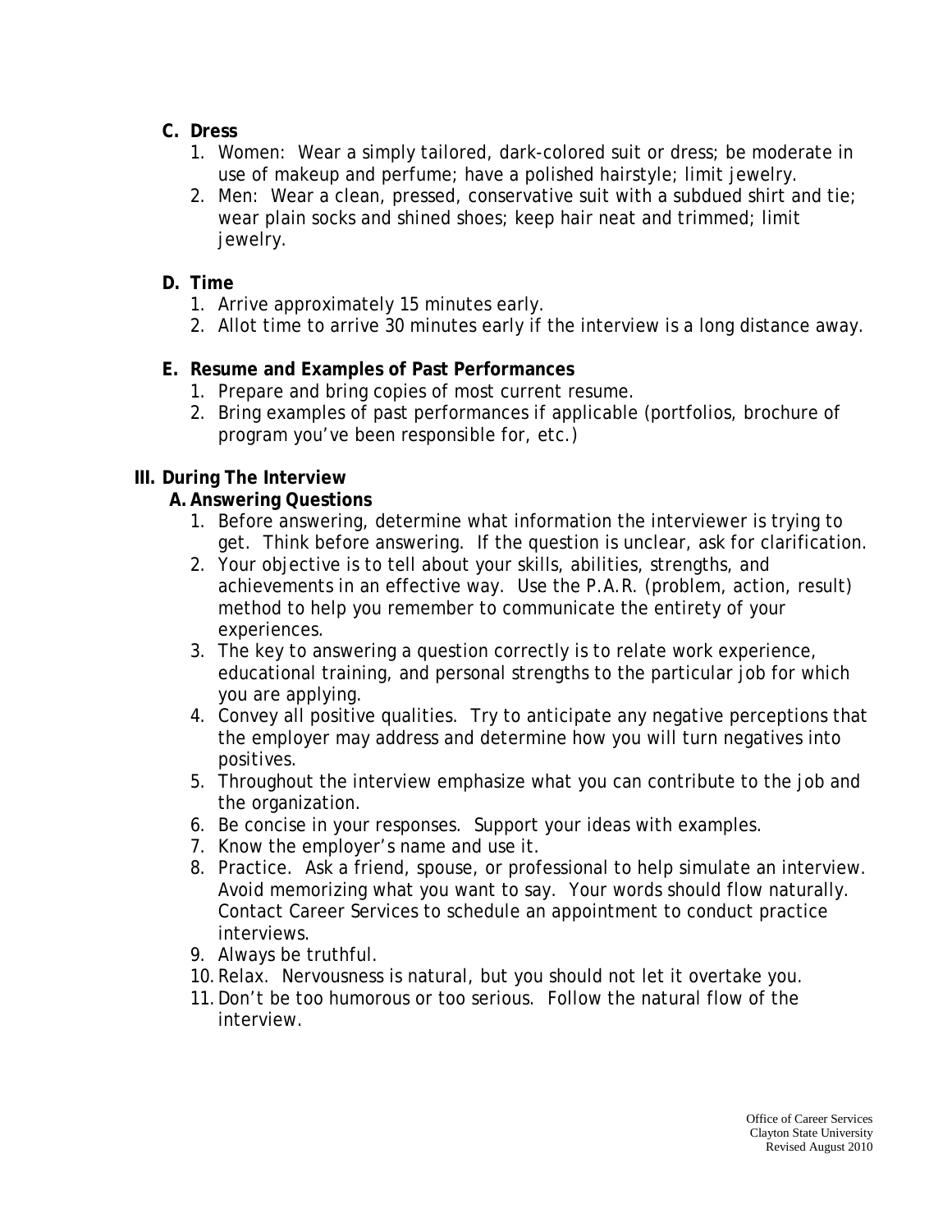**C. Dress**

1. Women: Wear a simply tailored, dark-colored suit or dress; be moderate in use of makeup and perfume; have a polished hairstyle; limit jewelry.
2. Men: Wear a clean, pressed, conservative suit with a subdued shirt and tie; wear plain socks and shined shoes; keep hair neat and trimmed; limit jewelry.

**D. Time**

1. Arrive approximately 15 minutes early.
2. Allot time to arrive 30 minutes early if the interview is a long distance away.

**E. Resume and Examples of Past Performances**

1. Prepare and bring copies of most current resume.
2. Bring examples of past performances if applicable (portfolios, brochure of program you've been responsible for, etc.)

## III. During The Interview

### A. Answering Questions

1. Before answering, determine what information the interviewer is trying to get. Think before answering. If the question is unclear, ask for clarification.
2. Your objective is to tell about your skills, abilities, strengths, and achievements in an effective way. Use the P.A.R. (problem, action, result) method to help you remember to communicate the entirety of your experiences.
3. The key to answering a question correctly is to relate work experience, educational training, and personal strengths to the particular job for which you are applying.
4. Convey all positive qualities. Try to anticipate any negative perceptions that the employer may address and determine how you will turn negatives into positives.
5. Throughout the interview emphasize what you can contribute to the job and the organization.
6. Be concise in your responses. Support your ideas with examples.
7. Know the employer's name and use it.
8. Practice. Ask a friend, spouse, or professional to help simulate an interview. Avoid memorizing what you want to say. Your words should flow naturally. Contact Career Services to schedule an appointment to conduct practice interviews.
9. Always be truthful.
10. Relax. Nervousness is natural, but you should not let it overtake you.
11. Don't be too humorous or too serious. Follow the natural flow of the interview.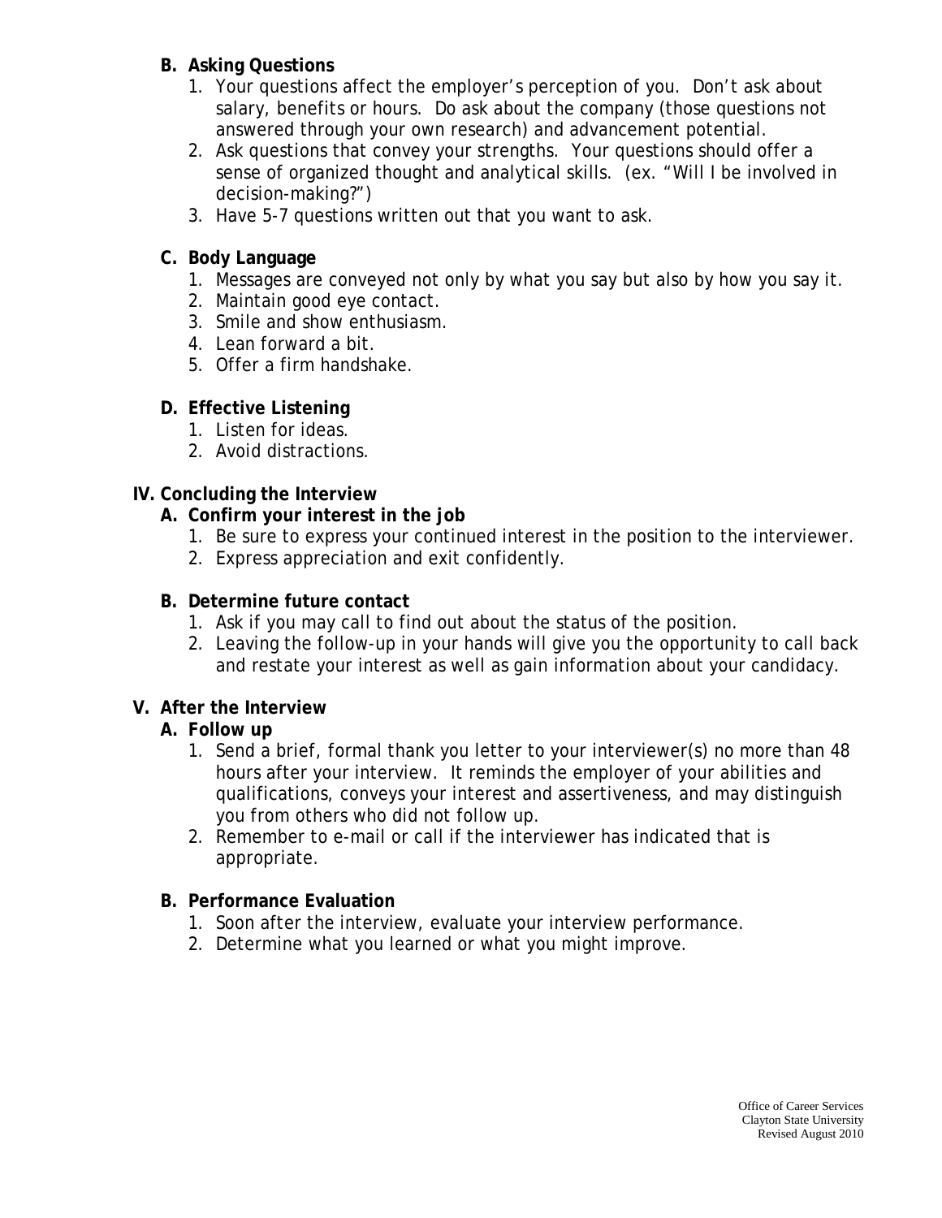**B. Asking Questions**

1. Your questions affect the employer's perception of you. Don't ask about salary, benefits or hours. Do ask about the company (those questions not answered through your own research) and advancement potential.
2. Ask questions that convey your strengths. Your questions should offer a sense of organized thought and analytical skills. (ex. "Will I be involved in decision-making?")
3. Have 5-7 questions written out that you want to ask.

**C. Body Language**

1. Messages are conveyed not only by what you say but also by how you say it.
2. Maintain good eye contact.
3. Smile and show enthusiasm.
4. Lean forward a bit.
5. Offer a firm handshake.

**D. Effective Listening**

1. Listen for ideas.
2. Avoid distractions.

**IV. Concluding the Interview**

**A. Confirm your interest in the job**

1. Be sure to express your continued interest in the position to the interviewer.
2. Express appreciation and exit confidently.

**B. Determine future contact**

1. Ask if you may call to find out about the status of the position.
2. Leaving the follow-up in your hands will give you the opportunity to call back and restate your interest as well as gain information about your candidacy.

**V. After the Interview**

**A. Follow up**

1. Send a brief, formal thank you letter to your interviewer(s) no more than 48 hours after your interview. It reminds the employer of your abilities and qualifications, conveys your interest and assertiveness, and may distinguish you from others who did not follow up.
2. Remember to e-mail or call if the interviewer has indicated that is appropriate.

**B. Performance Evaluation**

1. Soon after the interview, evaluate your interview performance.
2. Determine what you learned or what you might improve.

Office of Career Services
Clayton State University
Revised August 2010